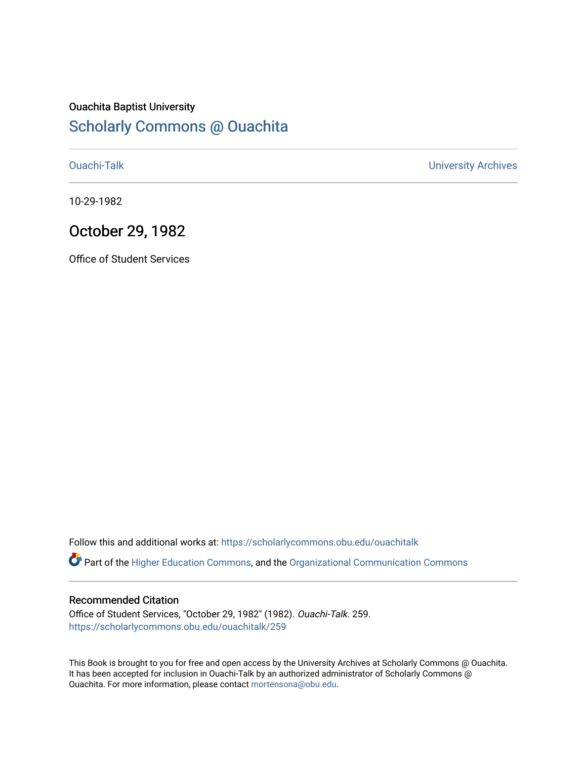Ouachita Baptist University

## Scholarly Commons @ Ouachita

Ouachi-Talk

University Archives

10-29-1982

# October 29, 1982

Office of Student Services

Follow this and additional works at: https://scholarlycommons.obu.edu/ouachitalk

Part of the Higher Education Commons, and the Organizational Communication Commons

### Recommended Citation

Office of Student Services, "October 29, 1982" (1982). *Ouachi-Talk*. 259.
https://scholarlycommons.obu.edu/ouachitalk/259

This Book is brought to you for free and open access by the University Archives at Scholarly Commons @ Ouachita. It has been accepted for inclusion in Ouachi-Talk by an authorized administrator of Scholarly Commons @ Ouachita. For more information, please contact mortensona@obu.edu.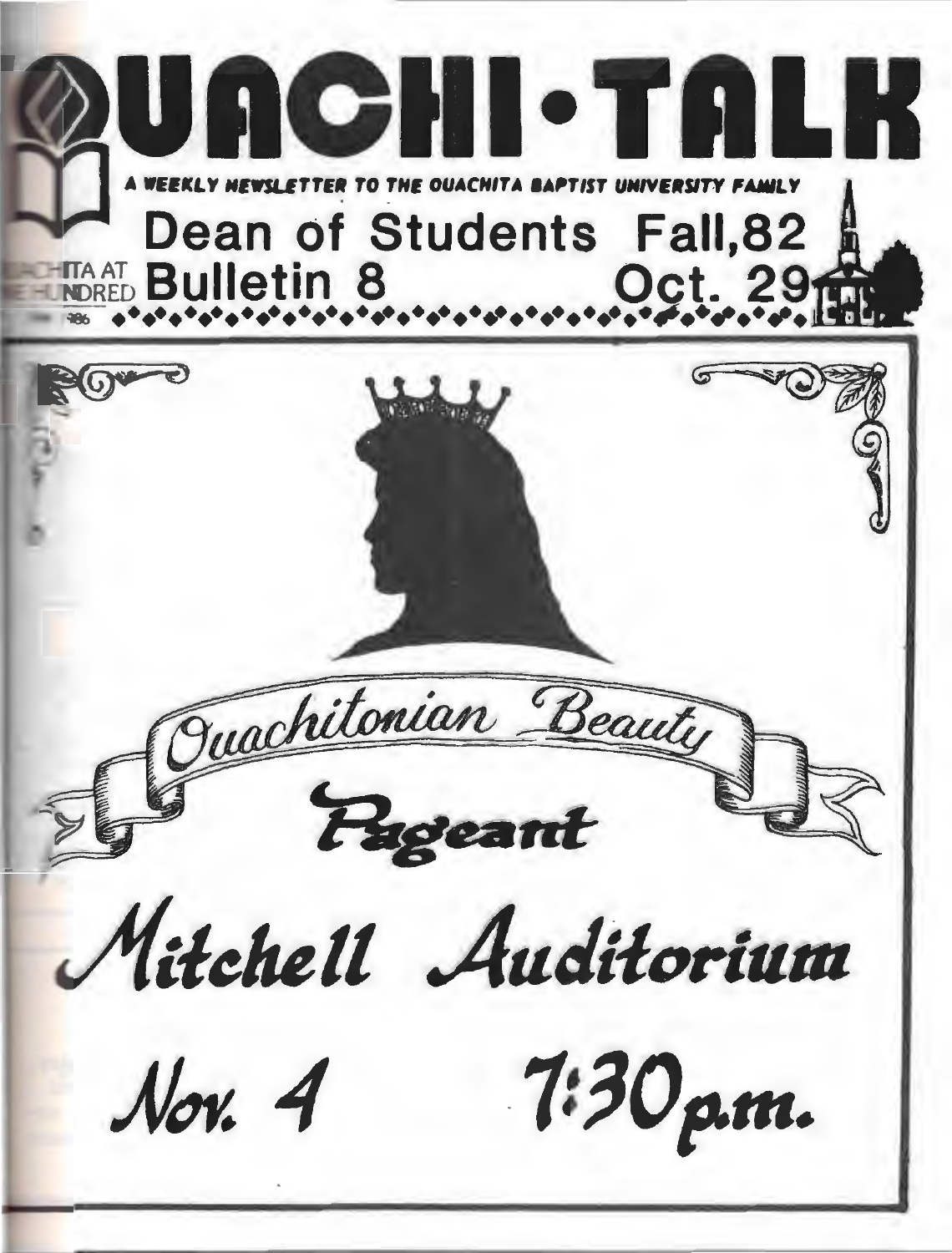# OUACHI•TALK

A WEEKLY NEWSLETTER TO THE OUACHITA BAPTIST UNIVERSITY FAMILY

Dean of Students Fall,82

Bulletin 8 Oct. 29

## Ouachitonian Beauty Pageant

Mitchell Auditorium

Nov. 4 7:30p.m.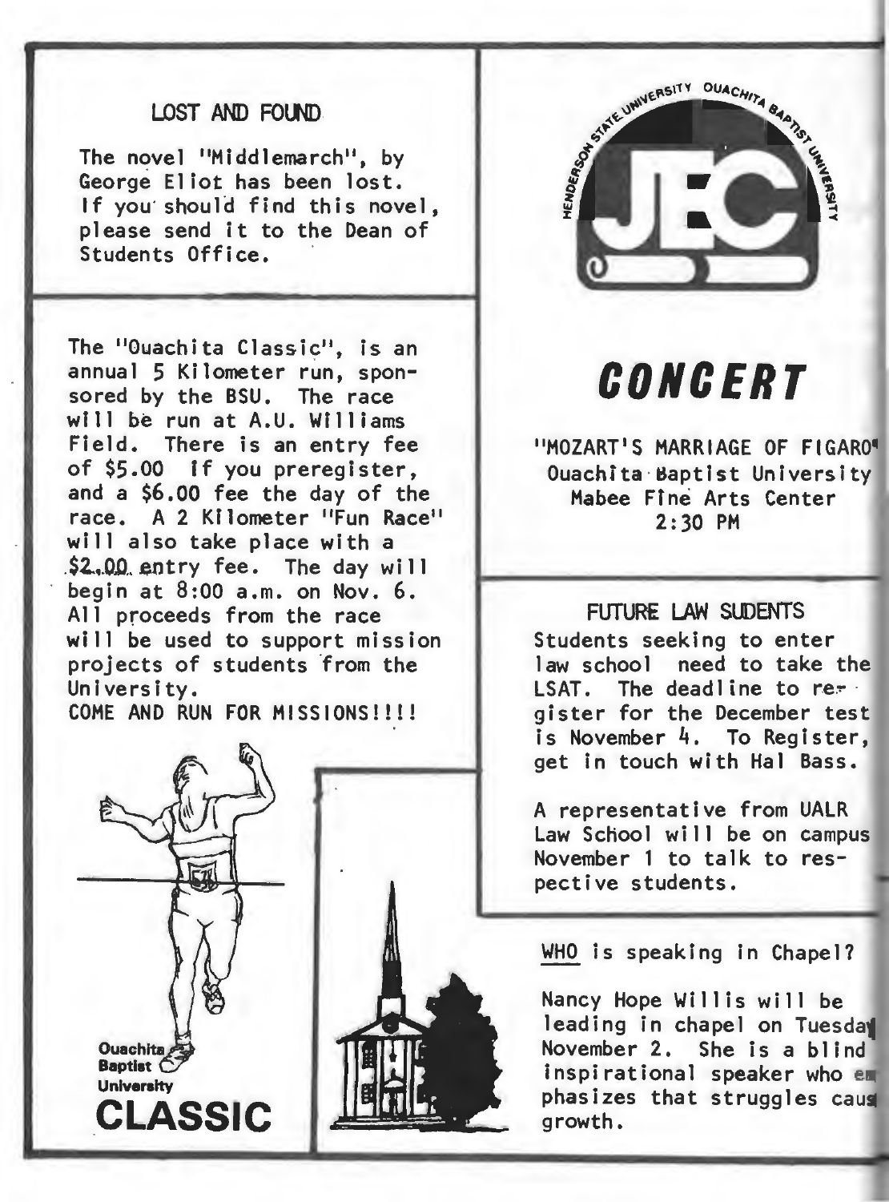## LOST AND FOUND

The novel "Middlemarch", by George Eliot has been lost. If you should find this novel, please send it to the Dean of Students Office.

The "Ouachita Classic", is an annual 5 Kilometer run, sponsored by the BSU. The race will be run at A.U. Williams Field. There is an entry fee of $5.00 if you preregister, and a $6.00 fee the day of the race. A 2 Kilometer "Fun Race" will also take place with a $2.00 entry fee. The day will begin at 8:00 a.m. on Nov. 6. All proceeds from the race will be used to support mission projects of students from the University.

COME AND RUN FOR MISSIONS!!!!

Ouachita Baptist University

**CLASSIC**

HENDERSON STATE UNIVERSITY OUACHITA BAPTIST UNIVERSITY

JEC

# *CONCERT*

"MOZART'S MARRIAGE OF FIGARO"
Ouachita Baptist University
Mabee Fine Arts Center
2:30 PM

## FUTURE LAW SUDENTS

Students seeking to enter law school need to take the LSAT. The deadline to register for the December test is November 4. To Register, get in touch with Hal Bass.

A representative from UALR Law School will be on campus November 1 to talk to respective students.

<u>WHO</u> is speaking in Chapel?

Nancy Hope Willis will be leading in chapel on Tuesday November 2. She is a blind inspirational speaker who emphasizes that struggles cause growth.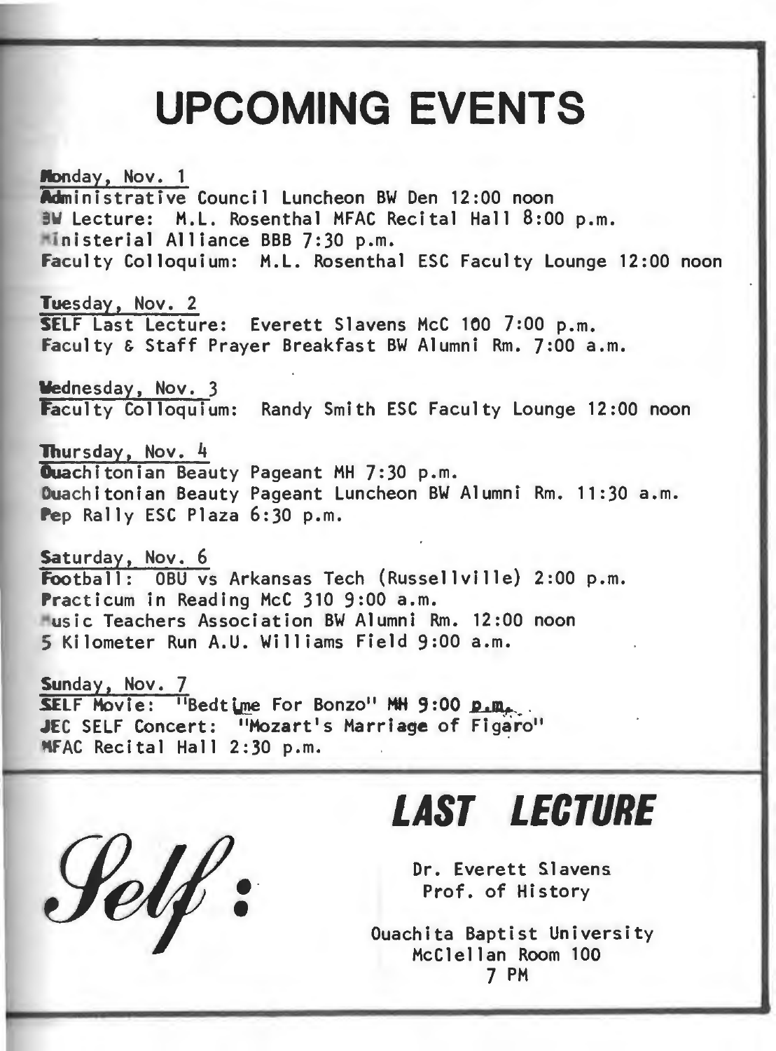# UPCOMING EVENTS

Monday, Nov. 1
Administrative Council Luncheon BW Den 12:00 noon
BW Lecture: M.L. Rosenthal MFAC Recital Hall 8:00 p.m.
Ministerial Alliance BBB 7:30 p.m.
Faculty Colloquium: M.L. Rosenthal ESC Faculty Lounge 12:00 noon

Tuesday, Nov. 2
SELF Last Lecture: Everett Slavens McC 100 7:00 p.m.
Faculty & Staff Prayer Breakfast BW Alumni Rm. 7:00 a.m.

Wednesday, Nov. 3
Faculty Colloquium: Randy Smith ESC Faculty Lounge 12:00 noon

Thursday, Nov. 4
Ouachitonian Beauty Pageant MH 7:30 p.m.
Ouachitonian Beauty Pageant Luncheon BW Alumni Rm. 11:30 a.m.
Pep Rally ESC Plaza 6:30 p.m.

Saturday, Nov. 6
Football: OBU vs Arkansas Tech (Russellville) 2:00 p.m.
Practicum in Reading McC 310 9:00 a.m.
Music Teachers Association BW Alumni Rm. 12:00 noon
5 Kilometer Run A.U. Williams Field 9:00 a.m.

Sunday, Nov. 7
SELF Movie: "Bedtime For Bonzo" MH 9:00 p.m.
JEC SELF Concert: "Mozart's Marriage of Figaro"
MFAC Recital Hall 2:30 p.m.

*Self:*

## *LAST LECTURE*

Dr. Everett Slavens
Prof. of History

Ouachita Baptist University
McClellan Room 100
7 PM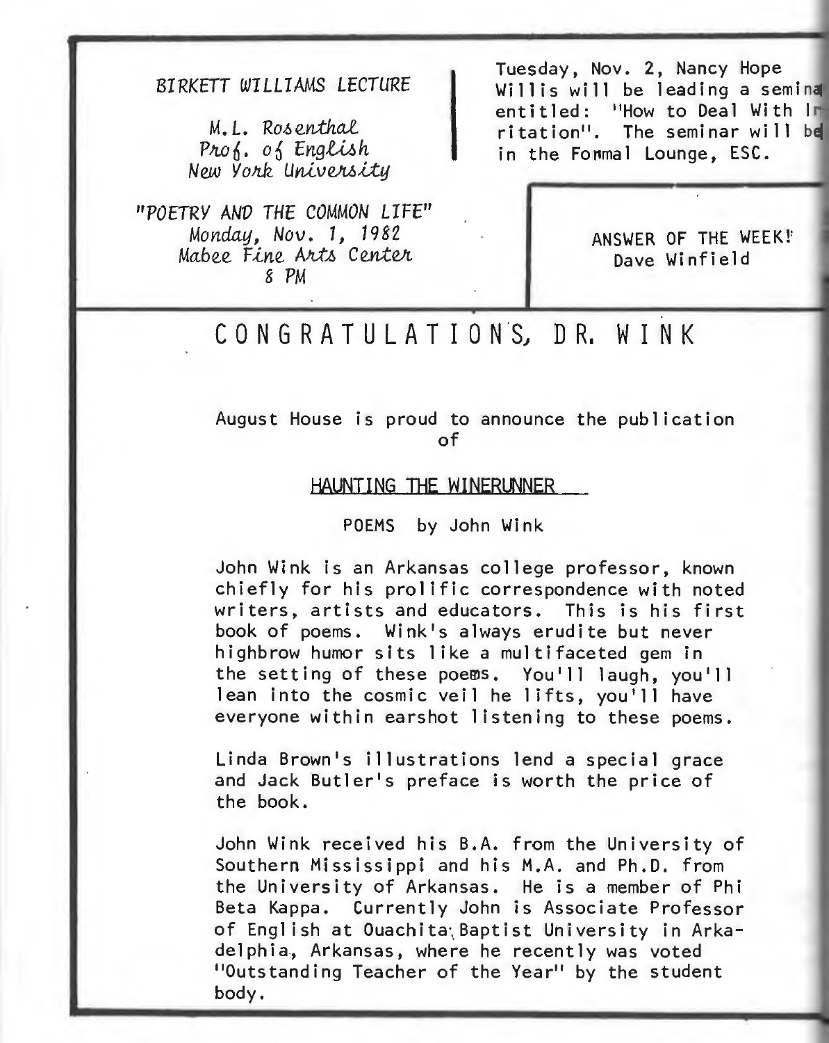*BIRKETT WILLIAMS LECTURE*

*M.L. Rosenthal*
*Prof. of English*
*New York University*

*"POETRY AND THE COMMON LIFE"*
*Monday, Nov. 1, 1982*
*Mabee Fine Arts Center*
*8 PM*

Tuesday, Nov. 2, Nancy Hope Willis will be leading a semina entitled: "How to Deal With Ir ritation". The seminar will be in the Formal Lounge, ESC.

ANSWER OF THE WEEK!
Dave Winfield

# CONGRATULATIONS, DR. WINK

August House is proud to announce the publication of

HAUNTING THE WINERUNNER

POEMS by John Wink

John Wink is an Arkansas college professor, known chiefly for his prolific correspondence with noted writers, artists and educators. This is his first book of poems. Wink's always erudite but never highbrow humor sits like a multifaceted gem in the setting of these poems. You'll laugh, you'll lean into the cosmic veil he lifts, you'll have everyone within earshot listening to these poems.

Linda Brown's illustrations lend a special grace and Jack Butler's preface is worth the price of the book.

John Wink received his B.A. from the University of Southern Mississippi and his M.A. and Ph.D. from the University of Arkansas. He is a member of Phi Beta Kappa. Currently John is Associate Professor of English at Ouachita Baptist University in Arkadelphia, Arkansas, where he recently was voted "Outstanding Teacher of the Year" by the student body.